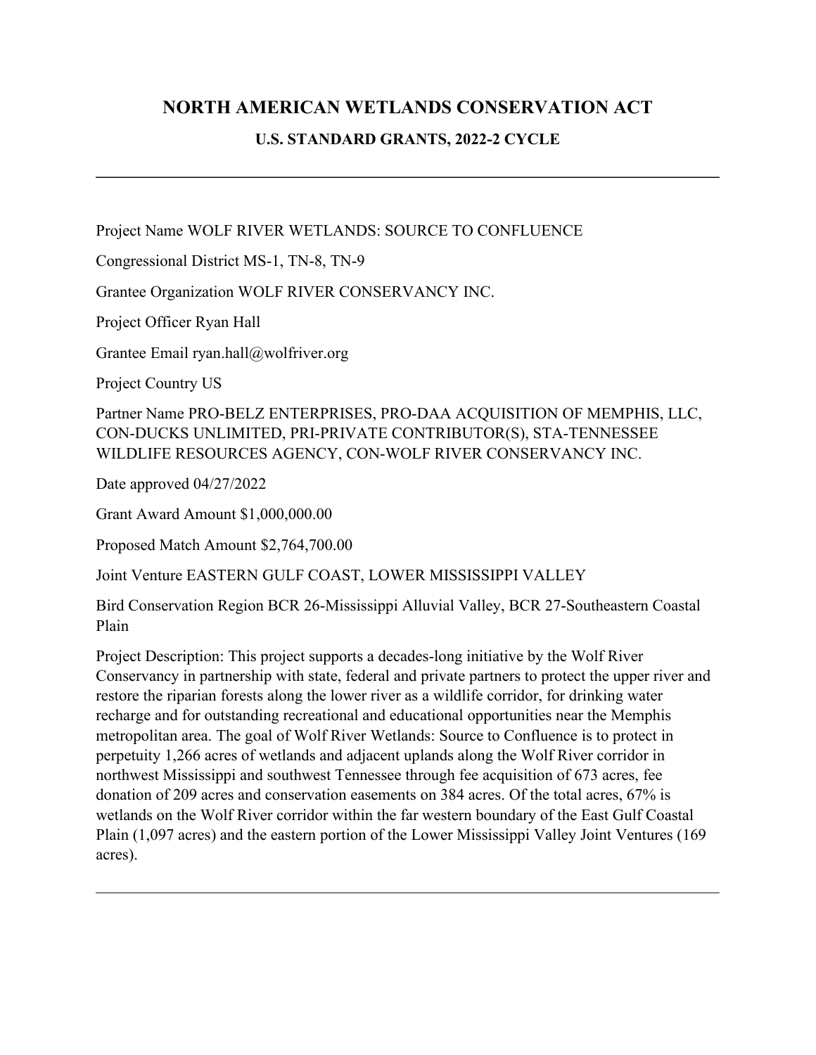# NORTH AMERICAN WETLANDS CONSERVATION ACT

## U.S. STANDARD GRANTS, 2022-2 CYCLE

---

Project Name WOLF RIVER WETLANDS: SOURCE TO CONFLUENCE

Congressional District MS-1, TN-8, TN-9

Grantee Organization WOLF RIVER CONSERVANCY INC.

Project Officer Ryan Hall

Grantee Email ryan.hall@wolfriver.org

Project Country US

Partner Name PRO-BELZ ENTERPRISES, PRO-DAA ACQUISITION OF MEMPHIS, LLC, CON-DUCKS UNLIMITED, PRI-PRIVATE CONTRIBUTOR(S), STA-TENNESSEE WILDLIFE RESOURCES AGENCY, CON-WOLF RIVER CONSERVANCY INC.

Date approved 04/27/2022

Grant Award Amount $1,000,000.00

Proposed Match Amount $2,764,700.00

Joint Venture EASTERN GULF COAST, LOWER MISSISSIPPI VALLEY

Bird Conservation Region BCR 26-Mississippi Alluvial Valley, BCR 27-Southeastern Coastal Plain

Project Description: This project supports a decades-long initiative by the Wolf River Conservancy in partnership with state, federal and private partners to protect the upper river and restore the riparian forests along the lower river as a wildlife corridor, for drinking water recharge and for outstanding recreational and educational opportunities near the Memphis metropolitan area. The goal of Wolf River Wetlands: Source to Confluence is to protect in perpetuity 1,266 acres of wetlands and adjacent uplands along the Wolf River corridor in northwest Mississippi and southwest Tennessee through fee acquisition of 673 acres, fee donation of 209 acres and conservation easements on 384 acres. Of the total acres, 67% is wetlands on the Wolf River corridor within the far western boundary of the East Gulf Coastal Plain (1,097 acres) and the eastern portion of the Lower Mississippi Valley Joint Ventures (169 acres).

---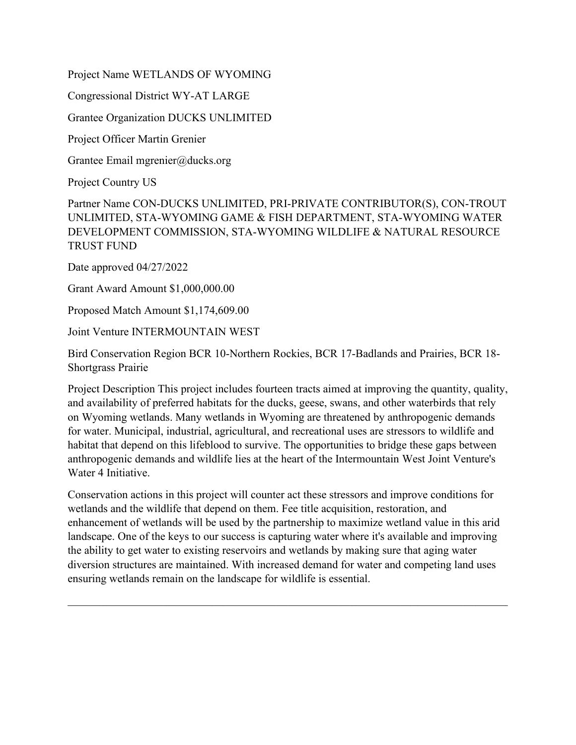Project Name WETLANDS OF WYOMING

Congressional District WY-AT LARGE

Grantee Organization DUCKS UNLIMITED

Project Officer Martin Grenier

Grantee Email mgrenier@ducks.org

Project Country US

Partner Name CON-DUCKS UNLIMITED, PRI-PRIVATE CONTRIBUTOR(S), CON-TROUT UNLIMITED, STA-WYOMING GAME & FISH DEPARTMENT, STA-WYOMING WATER DEVELOPMENT COMMISSION, STA-WYOMING WILDLIFE & NATURAL RESOURCE TRUST FUND

Date approved 04/27/2022

Grant Award Amount $1,000,000.00

Proposed Match Amount $1,174,609.00

Joint Venture INTERMOUNTAIN WEST

Bird Conservation Region BCR 10-Northern Rockies, BCR 17-Badlands and Prairies, BCR 18-Shortgrass Prairie

Project Description This project includes fourteen tracts aimed at improving the quantity, quality, and availability of preferred habitats for the ducks, geese, swans, and other waterbirds that rely on Wyoming wetlands. Many wetlands in Wyoming are threatened by anthropogenic demands for water. Municipal, industrial, agricultural, and recreational uses are stressors to wildlife and habitat that depend on this lifeblood to survive. The opportunities to bridge these gaps between anthropogenic demands and wildlife lies at the heart of the Intermountain West Joint Venture's Water 4 Initiative.

Conservation actions in this project will counter act these stressors and improve conditions for wetlands and the wildlife that depend on them. Fee title acquisition, restoration, and enhancement of wetlands will be used by the partnership to maximize wetland value in this arid landscape. One of the keys to our success is capturing water where it's available and improving the ability to get water to existing reservoirs and wetlands by making sure that aging water diversion structures are maintained. With increased demand for water and competing land uses ensuring wetlands remain on the landscape for wildlife is essential.

---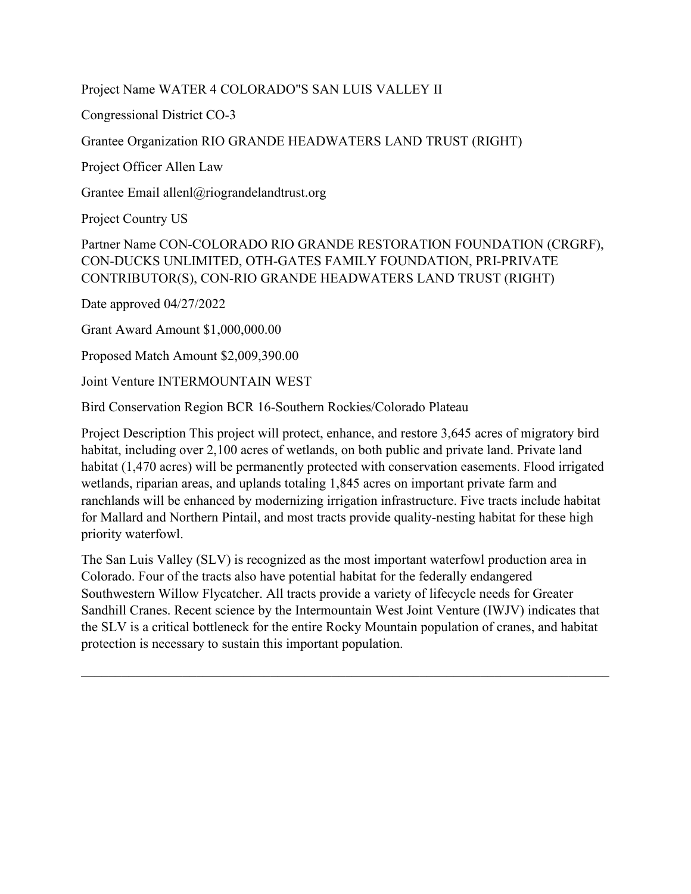Project Name WATER 4 COLORADO"S SAN LUIS VALLEY II

Congressional District CO-3

Grantee Organization RIO GRANDE HEADWATERS LAND TRUST (RIGHT)

Project Officer Allen Law

Grantee Email allenl@riograndelandtrust.org

Project Country US

Partner Name CON-COLORADO RIO GRANDE RESTORATION FOUNDATION (CRGRF), CON-DUCKS UNLIMITED, OTH-GATES FAMILY FOUNDATION, PRI-PRIVATE CONTRIBUTOR(S), CON-RIO GRANDE HEADWATERS LAND TRUST (RIGHT)

Date approved 04/27/2022

Grant Award Amount $1,000,000.00

Proposed Match Amount $2,009,390.00

Joint Venture INTERMOUNTAIN WEST

Bird Conservation Region BCR 16-Southern Rockies/Colorado Plateau

Project Description This project will protect, enhance, and restore 3,645 acres of migratory bird habitat, including over 2,100 acres of wetlands, on both public and private land. Private land habitat (1,470 acres) will be permanently protected with conservation easements. Flood irrigated wetlands, riparian areas, and uplands totaling 1,845 acres on important private farm and ranchlands will be enhanced by modernizing irrigation infrastructure. Five tracts include habitat for Mallard and Northern Pintail, and most tracts provide quality-nesting habitat for these high priority waterfowl.

The San Luis Valley (SLV) is recognized as the most important waterfowl production area in Colorado. Four of the tracts also have potential habitat for the federally endangered Southwestern Willow Flycatcher. All tracts provide a variety of lifecycle needs for Greater Sandhill Cranes. Recent science by the Intermountain West Joint Venture (IWJV) indicates that the SLV is a critical bottleneck for the entire Rocky Mountain population of cranes, and habitat protection is necessary to sustain this important population.

---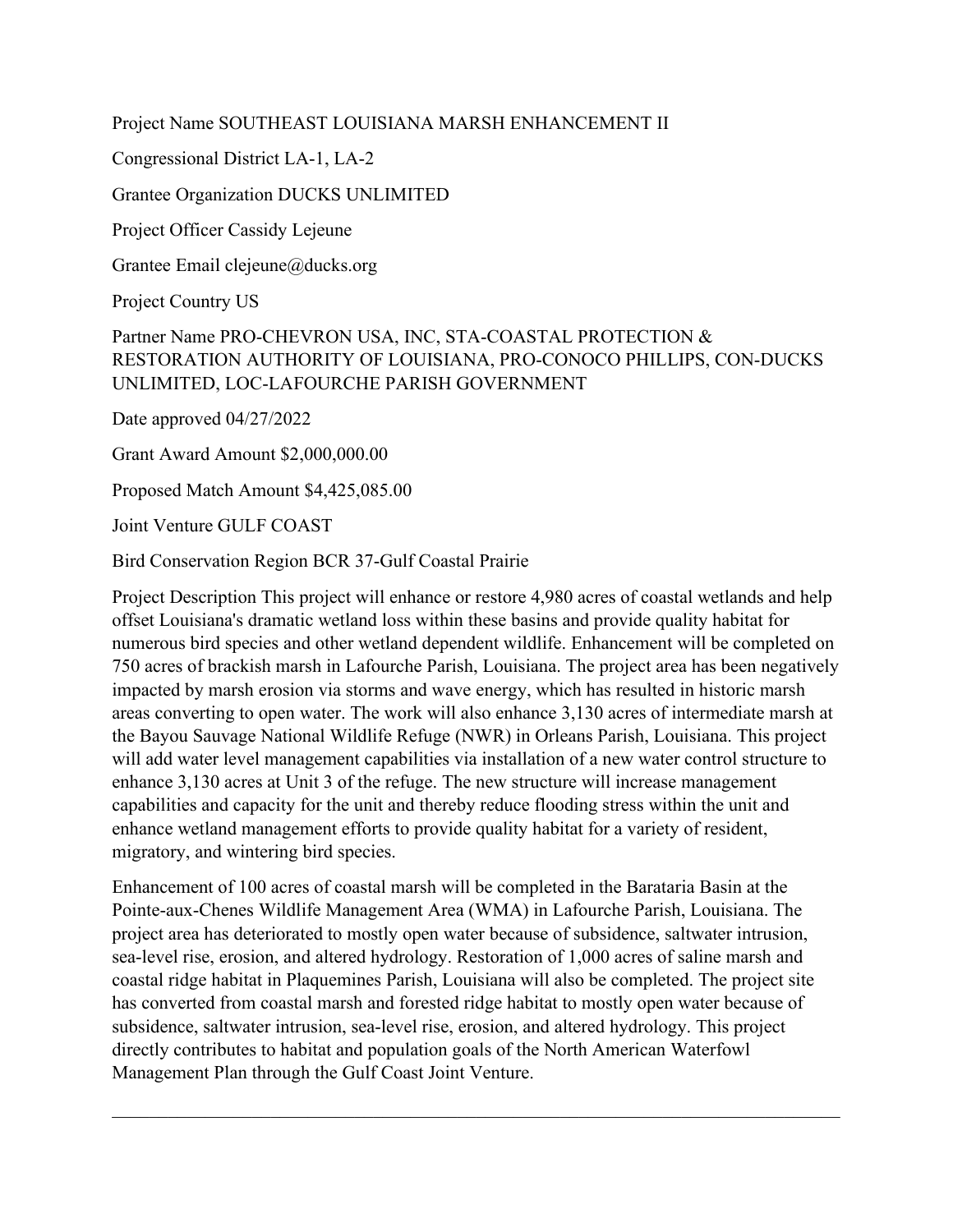Project Name SOUTHEAST LOUISIANA MARSH ENHANCEMENT II

Congressional District LA-1, LA-2

Grantee Organization DUCKS UNLIMITED

Project Officer Cassidy Lejeune

Grantee Email clejeune@ducks.org

Project Country US

Partner Name PRO-CHEVRON USA, INC, STA-COASTAL PROTECTION & RESTORATION AUTHORITY OF LOUISIANA, PRO-CONOCO PHILLIPS, CON-DUCKS UNLIMITED, LOC-LAFOURCHE PARISH GOVERNMENT

Date approved 04/27/2022

Grant Award Amount $2,000,000.00

Proposed Match Amount $4,425,085.00

Joint Venture GULF COAST

Bird Conservation Region BCR 37-Gulf Coastal Prairie

Project Description This project will enhance or restore 4,980 acres of coastal wetlands and help offset Louisiana's dramatic wetland loss within these basins and provide quality habitat for numerous bird species and other wetland dependent wildlife. Enhancement will be completed on 750 acres of brackish marsh in Lafourche Parish, Louisiana. The project area has been negatively impacted by marsh erosion via storms and wave energy, which has resulted in historic marsh areas converting to open water. The work will also enhance 3,130 acres of intermediate marsh at the Bayou Sauvage National Wildlife Refuge (NWR) in Orleans Parish, Louisiana. This project will add water level management capabilities via installation of a new water control structure to enhance 3,130 acres at Unit 3 of the refuge. The new structure will increase management capabilities and capacity for the unit and thereby reduce flooding stress within the unit and enhance wetland management efforts to provide quality habitat for a variety of resident, migratory, and wintering bird species.

Enhancement of 100 acres of coastal marsh will be completed in the Barataria Basin at the Pointe-aux-Chenes Wildlife Management Area (WMA) in Lafourche Parish, Louisiana. The project area has deteriorated to mostly open water because of subsidence, saltwater intrusion, sea-level rise, erosion, and altered hydrology. Restoration of 1,000 acres of saline marsh and coastal ridge habitat in Plaquemines Parish, Louisiana will also be completed. The project site has converted from coastal marsh and forested ridge habitat to mostly open water because of subsidence, saltwater intrusion, sea-level rise, erosion, and altered hydrology. This project directly contributes to habitat and population goals of the North American Waterfowl Management Plan through the Gulf Coast Joint Venture.

---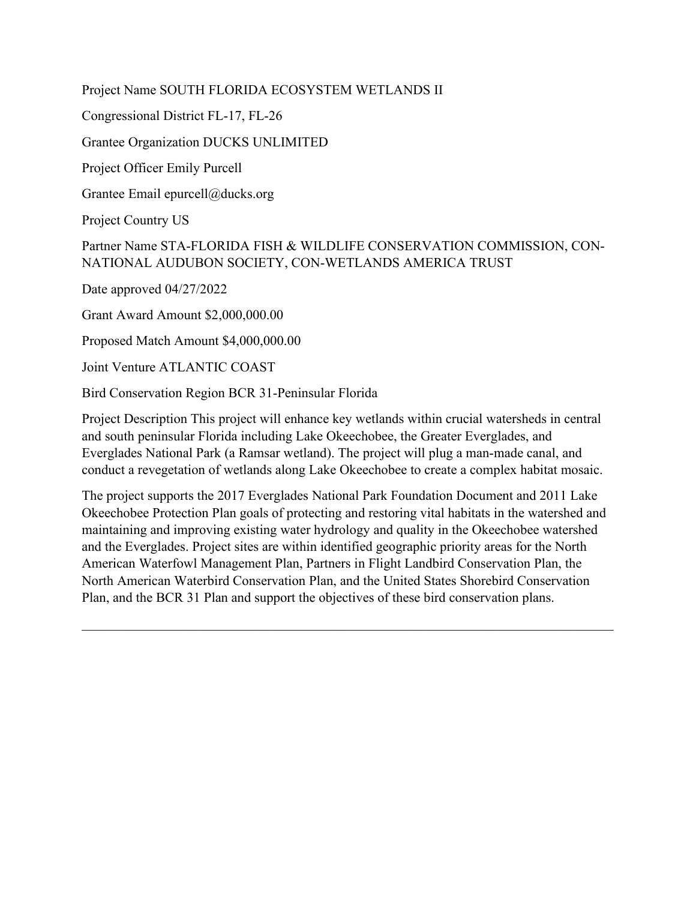Project Name SOUTH FLORIDA ECOSYSTEM WETLANDS II

Congressional District FL-17, FL-26

Grantee Organization DUCKS UNLIMITED

Project Officer Emily Purcell

Grantee Email epurcell@ducks.org

Project Country US

Partner Name STA-FLORIDA FISH & WILDLIFE CONSERVATION COMMISSION, CON-NATIONAL AUDUBON SOCIETY, CON-WETLANDS AMERICA TRUST

Date approved 04/27/2022

Grant Award Amount $2,000,000.00

Proposed Match Amount $4,000,000.00

Joint Venture ATLANTIC COAST

Bird Conservation Region BCR 31-Peninsular Florida

Project Description This project will enhance key wetlands within crucial watersheds in central and south peninsular Florida including Lake Okeechobee, the Greater Everglades, and Everglades National Park (a Ramsar wetland). The project will plug a man-made canal, and conduct a revegetation of wetlands along Lake Okeechobee to create a complex habitat mosaic.

The project supports the 2017 Everglades National Park Foundation Document and 2011 Lake Okeechobee Protection Plan goals of protecting and restoring vital habitats in the watershed and maintaining and improving existing water hydrology and quality in the Okeechobee watershed and the Everglades. Project sites are within identified geographic priority areas for the North American Waterfowl Management Plan, Partners in Flight Landbird Conservation Plan, the North American Waterbird Conservation Plan, and the United States Shorebird Conservation Plan, and the BCR 31 Plan and support the objectives of these bird conservation plans.

---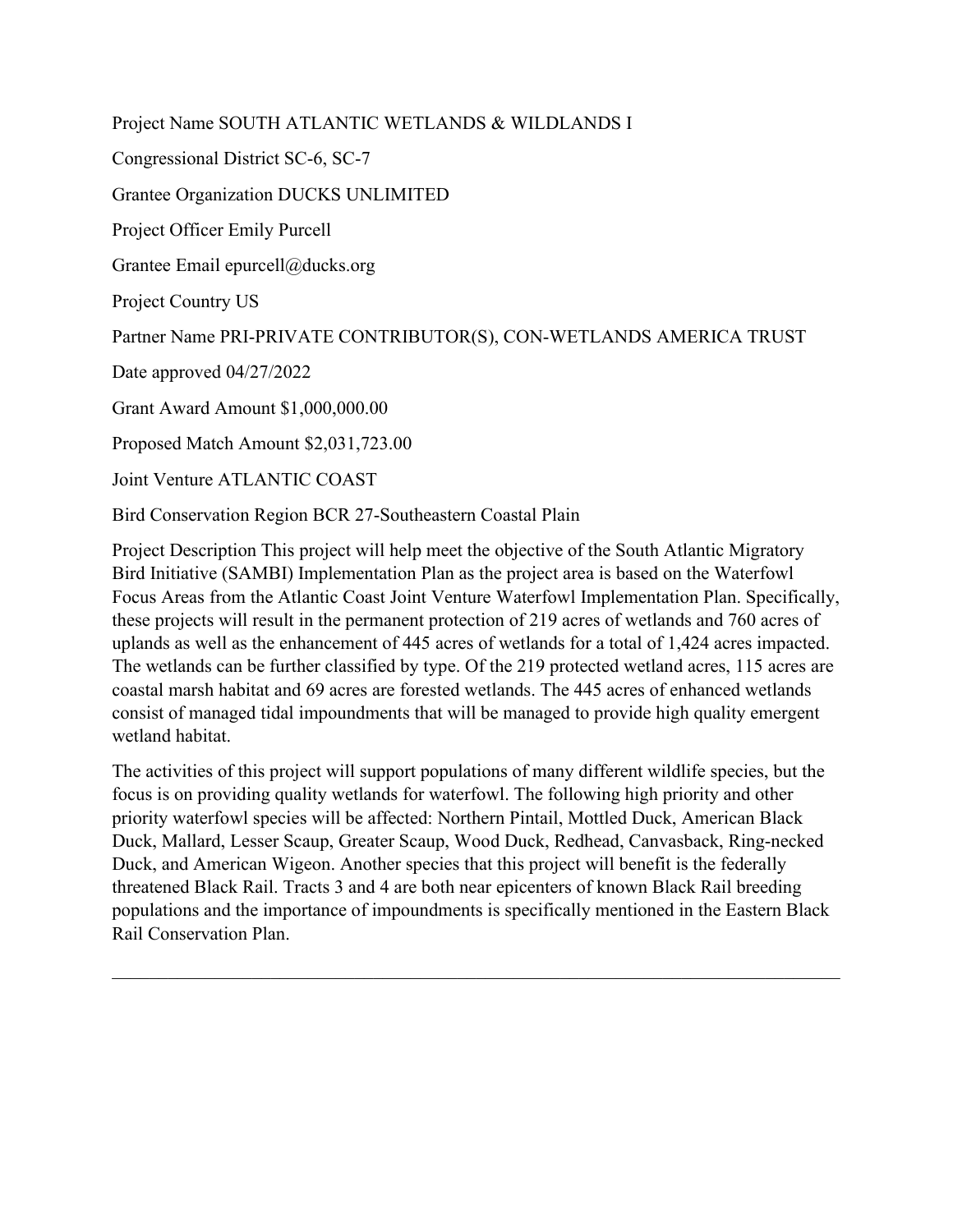Project Name SOUTH ATLANTIC WETLANDS & WILDLANDS I

Congressional District SC-6, SC-7

Grantee Organization DUCKS UNLIMITED

Project Officer Emily Purcell

Grantee Email epurcell@ducks.org

Project Country US

Partner Name PRI-PRIVATE CONTRIBUTOR(S), CON-WETLANDS AMERICA TRUST

Date approved 04/27/2022

Grant Award Amount $1,000,000.00

Proposed Match Amount $2,031,723.00

Joint Venture ATLANTIC COAST

Bird Conservation Region BCR 27-Southeastern Coastal Plain

Project Description This project will help meet the objective of the South Atlantic Migratory Bird Initiative (SAMBI) Implementation Plan as the project area is based on the Waterfowl Focus Areas from the Atlantic Coast Joint Venture Waterfowl Implementation Plan. Specifically, these projects will result in the permanent protection of 219 acres of wetlands and 760 acres of uplands as well as the enhancement of 445 acres of wetlands for a total of 1,424 acres impacted. The wetlands can be further classified by type. Of the 219 protected wetland acres, 115 acres are coastal marsh habitat and 69 acres are forested wetlands. The 445 acres of enhanced wetlands consist of managed tidal impoundments that will be managed to provide high quality emergent wetland habitat.

The activities of this project will support populations of many different wildlife species, but the focus is on providing quality wetlands for waterfowl. The following high priority and other priority waterfowl species will be affected: Northern Pintail, Mottled Duck, American Black Duck, Mallard, Lesser Scaup, Greater Scaup, Wood Duck, Redhead, Canvasback, Ring-necked Duck, and American Wigeon. Another species that this project will benefit is the federally threatened Black Rail. Tracts 3 and 4 are both near epicenters of known Black Rail breeding populations and the importance of impoundments is specifically mentioned in the Eastern Black Rail Conservation Plan.

---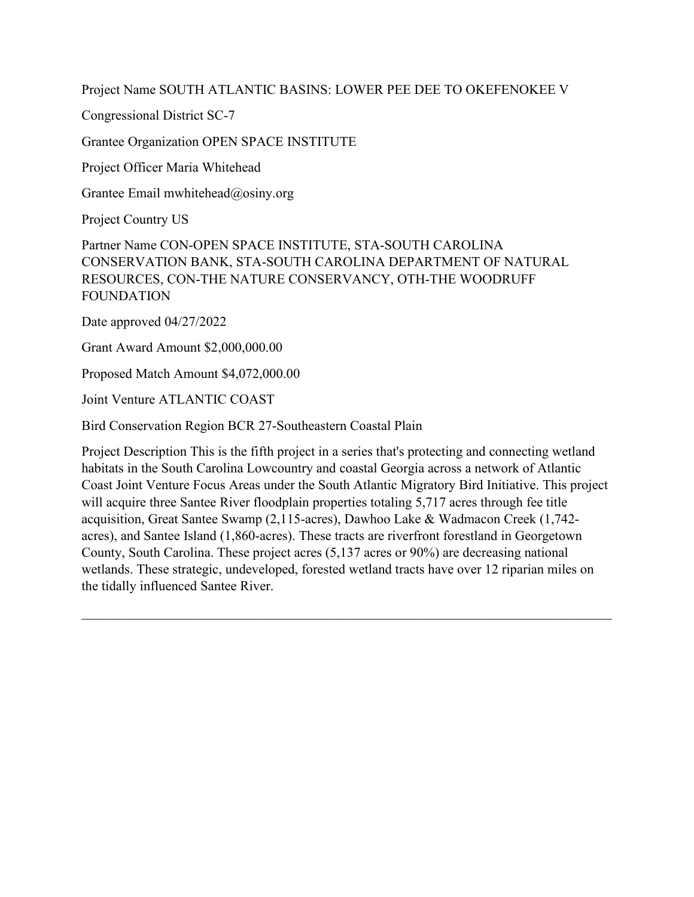Project Name SOUTH ATLANTIC BASINS: LOWER PEE DEE TO OKEFENOKEE V

Congressional District SC-7

Grantee Organization OPEN SPACE INSTITUTE

Project Officer Maria Whitehead

Grantee Email mwhitehead@osiny.org

Project Country US

Partner Name CON-OPEN SPACE INSTITUTE, STA-SOUTH CAROLINA CONSERVATION BANK, STA-SOUTH CAROLINA DEPARTMENT OF NATURAL RESOURCES, CON-THE NATURE CONSERVANCY, OTH-THE WOODRUFF FOUNDATION

Date approved 04/27/2022

Grant Award Amount $2,000,000.00

Proposed Match Amount $4,072,000.00

Joint Venture ATLANTIC COAST

Bird Conservation Region BCR 27-Southeastern Coastal Plain

Project Description This is the fifth project in a series that's protecting and connecting wetland habitats in the South Carolina Lowcountry and coastal Georgia across a network of Atlantic Coast Joint Venture Focus Areas under the South Atlantic Migratory Bird Initiative. This project will acquire three Santee River floodplain properties totaling 5,717 acres through fee title acquisition, Great Santee Swamp (2,115-acres), Dawhoo Lake & Wadmacon Creek (1,742-acres), and Santee Island (1,860-acres). These tracts are riverfront forestland in Georgetown County, South Carolina. These project acres (5,137 acres or 90%) are decreasing national wetlands. These strategic, undeveloped, forested wetland tracts have over 12 riparian miles on the tidally influenced Santee River.

---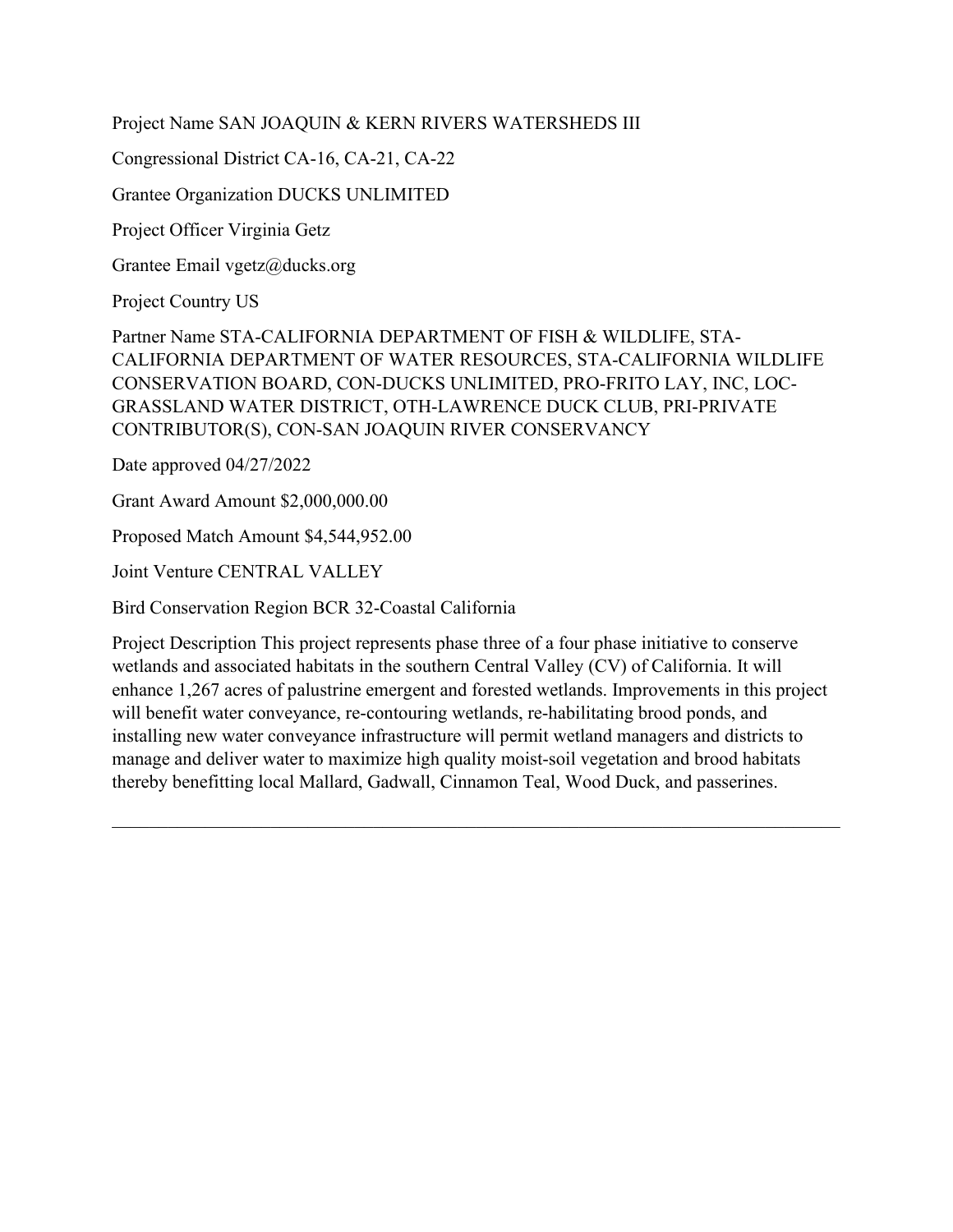Project Name SAN JOAQUIN & KERN RIVERS WATERSHEDS III

Congressional District CA-16, CA-21, CA-22

Grantee Organization DUCKS UNLIMITED

Project Officer Virginia Getz

Grantee Email vgetz@ducks.org

Project Country US

Partner Name STA-CALIFORNIA DEPARTMENT OF FISH & WILDLIFE, STA-CALIFORNIA DEPARTMENT OF WATER RESOURCES, STA-CALIFORNIA WILDLIFE CONSERVATION BOARD, CON-DUCKS UNLIMITED, PRO-FRITO LAY, INC, LOC-GRASSLAND WATER DISTRICT, OTH-LAWRENCE DUCK CLUB, PRI-PRIVATE CONTRIBUTOR(S), CON-SAN JOAQUIN RIVER CONSERVANCY

Date approved 04/27/2022

Grant Award Amount $2,000,000.00

Proposed Match Amount $4,544,952.00

Joint Venture CENTRAL VALLEY

Bird Conservation Region BCR 32-Coastal California

Project Description This project represents phase three of a four phase initiative to conserve wetlands and associated habitats in the southern Central Valley (CV) of California. It will enhance 1,267 acres of palustrine emergent and forested wetlands. Improvements in this project will benefit water conveyance, re-contouring wetlands, re-habilitating brood ponds, and installing new water conveyance infrastructure will permit wetland managers and districts to manage and deliver water to maximize high quality moist-soil vegetation and brood habitats thereby benefitting local Mallard, Gadwall, Cinnamon Teal, Wood Duck, and passerines.

---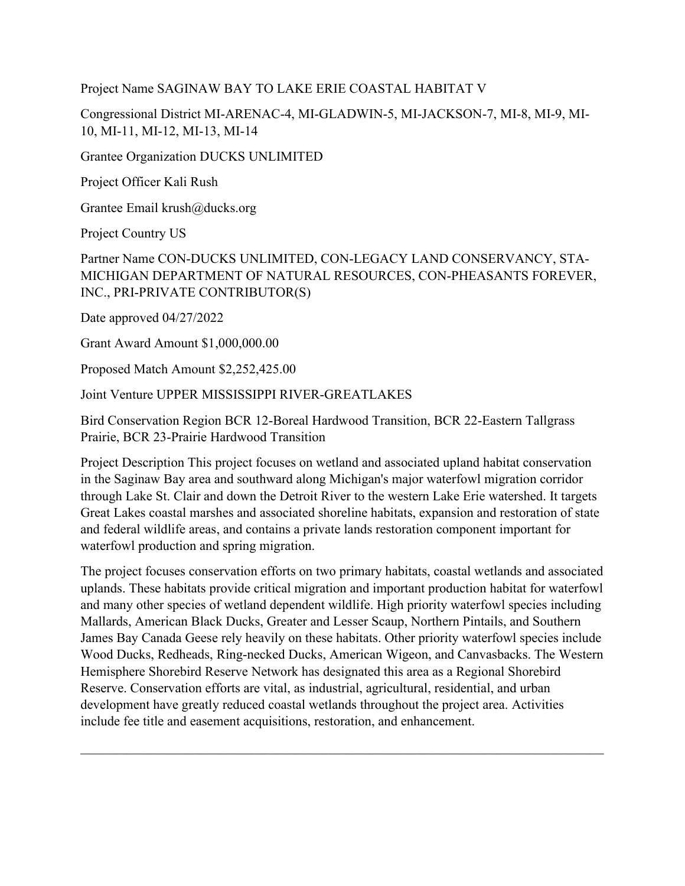Project Name SAGINAW BAY TO LAKE ERIE COASTAL HABITAT V

Congressional District MI-ARENAC-4, MI-GLADWIN-5, MI-JACKSON-7, MI-8, MI-9, MI-10, MI-11, MI-12, MI-13, MI-14

Grantee Organization DUCKS UNLIMITED

Project Officer Kali Rush

Grantee Email krush@ducks.org

Project Country US

Partner Name CON-DUCKS UNLIMITED, CON-LEGACY LAND CONSERVANCY, STA-MICHIGAN DEPARTMENT OF NATURAL RESOURCES, CON-PHEASANTS FOREVER, INC., PRI-PRIVATE CONTRIBUTOR(S)

Date approved 04/27/2022

Grant Award Amount $1,000,000.00

Proposed Match Amount $2,252,425.00

Joint Venture UPPER MISSISSIPPI RIVER-GREATLAKES

Bird Conservation Region BCR 12-Boreal Hardwood Transition, BCR 22-Eastern Tallgrass Prairie, BCR 23-Prairie Hardwood Transition

Project Description This project focuses on wetland and associated upland habitat conservation in the Saginaw Bay area and southward along Michigan's major waterfowl migration corridor through Lake St. Clair and down the Detroit River to the western Lake Erie watershed. It targets Great Lakes coastal marshes and associated shoreline habitats, expansion and restoration of state and federal wildlife areas, and contains a private lands restoration component important for waterfowl production and spring migration.

The project focuses conservation efforts on two primary habitats, coastal wetlands and associated uplands. These habitats provide critical migration and important production habitat for waterfowl and many other species of wetland dependent wildlife. High priority waterfowl species including Mallards, American Black Ducks, Greater and Lesser Scaup, Northern Pintails, and Southern James Bay Canada Geese rely heavily on these habitats. Other priority waterfowl species include Wood Ducks, Redheads, Ring-necked Ducks, American Wigeon, and Canvasbacks. The Western Hemisphere Shorebird Reserve Network has designated this area as a Regional Shorebird Reserve. Conservation efforts are vital, as industrial, agricultural, residential, and urban development have greatly reduced coastal wetlands throughout the project area. Activities include fee title and easement acquisitions, restoration, and enhancement.

---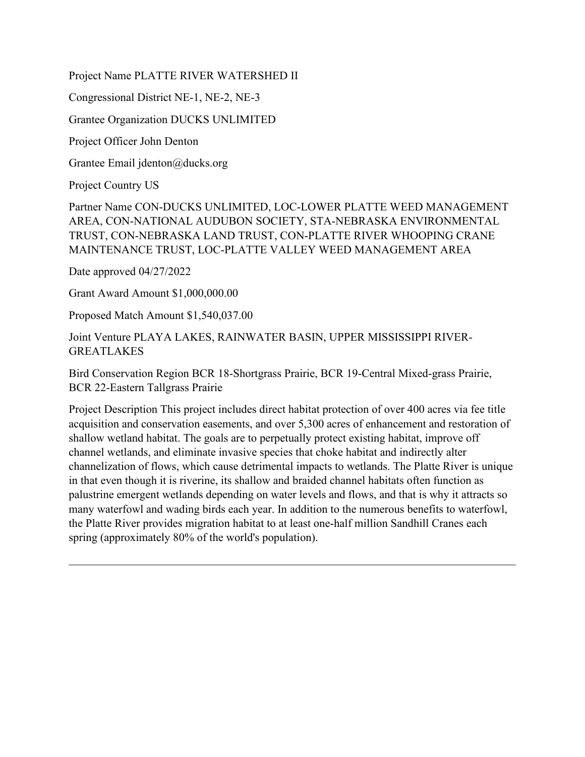Project Name PLATTE RIVER WATERSHED II

Congressional District NE-1, NE-2, NE-3

Grantee Organization DUCKS UNLIMITED

Project Officer John Denton

Grantee Email jdenton@ducks.org

Project Country US

Partner Name CON-DUCKS UNLIMITED, LOC-LOWER PLATTE WEED MANAGEMENT AREA, CON-NATIONAL AUDUBON SOCIETY, STA-NEBRASKA ENVIRONMENTAL TRUST, CON-NEBRASKA LAND TRUST, CON-PLATTE RIVER WHOOPING CRANE MAINTENANCE TRUST, LOC-PLATTE VALLEY WEED MANAGEMENT AREA

Date approved 04/27/2022

Grant Award Amount $1,000,000.00

Proposed Match Amount $1,540,037.00

Joint Venture PLAYA LAKES, RAINWATER BASIN, UPPER MISSISSIPPI RIVER-GREATLAKES

Bird Conservation Region BCR 18-Shortgrass Prairie, BCR 19-Central Mixed-grass Prairie, BCR 22-Eastern Tallgrass Prairie

Project Description This project includes direct habitat protection of over 400 acres via fee title acquisition and conservation easements, and over 5,300 acres of enhancement and restoration of shallow wetland habitat. The goals are to perpetually protect existing habitat, improve off channel wetlands, and eliminate invasive species that choke habitat and indirectly alter channelization of flows, which cause detrimental impacts to wetlands. The Platte River is unique in that even though it is riverine, its shallow and braided channel habitats often function as palustrine emergent wetlands depending on water levels and flows, and that is why it attracts so many waterfowl and wading birds each year. In addition to the numerous benefits to waterfowl, the Platte River provides migration habitat to at least one-half million Sandhill Cranes each spring (approximately 80% of the world's population).

---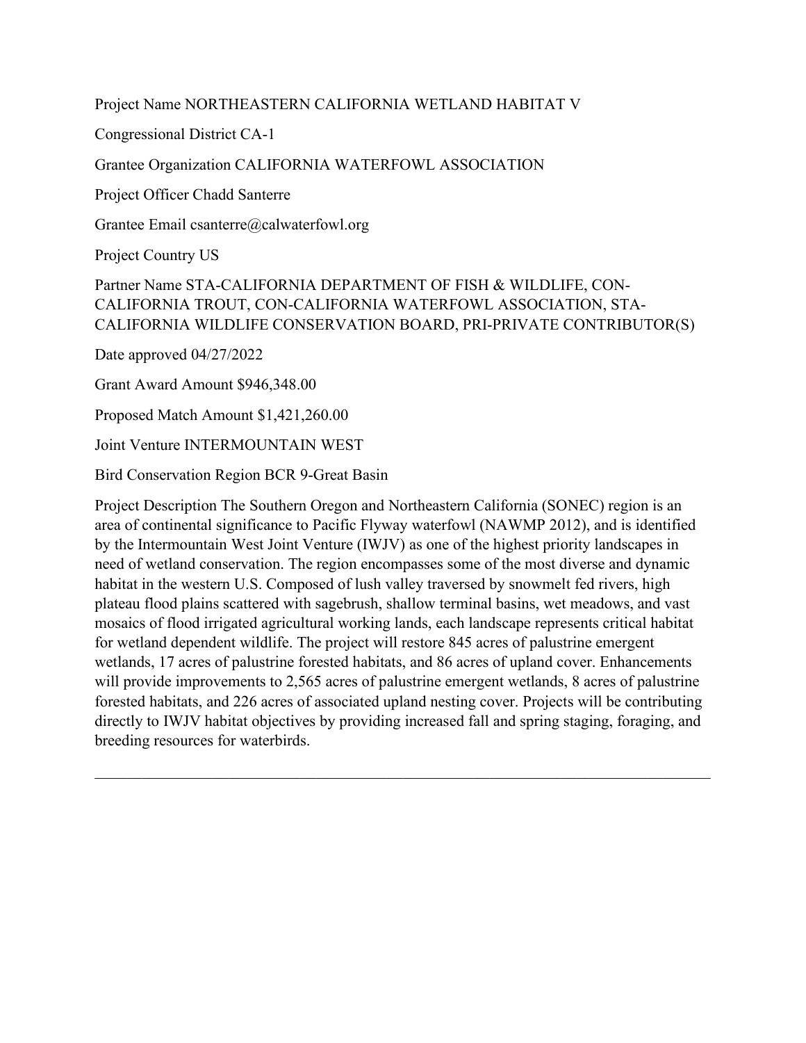Project Name NORTHEASTERN CALIFORNIA WETLAND HABITAT V

Congressional District CA-1

Grantee Organization CALIFORNIA WATERFOWL ASSOCIATION

Project Officer Chadd Santerre

Grantee Email csanterre@calwaterfowl.org

Project Country US

Partner Name STA-CALIFORNIA DEPARTMENT OF FISH & WILDLIFE, CON-CALIFORNIA TROUT, CON-CALIFORNIA WATERFOWL ASSOCIATION, STA-CALIFORNIA WILDLIFE CONSERVATION BOARD, PRI-PRIVATE CONTRIBUTOR(S)

Date approved 04/27/2022

Grant Award Amount $946,348.00

Proposed Match Amount $1,421,260.00

Joint Venture INTERMOUNTAIN WEST

Bird Conservation Region BCR 9-Great Basin

Project Description The Southern Oregon and Northeastern California (SONEC) region is an area of continental significance to Pacific Flyway waterfowl (NAWMP 2012), and is identified by the Intermountain West Joint Venture (IWJV) as one of the highest priority landscapes in need of wetland conservation. The region encompasses some of the most diverse and dynamic habitat in the western U.S. Composed of lush valley traversed by snowmelt fed rivers, high plateau flood plains scattered with sagebrush, shallow terminal basins, wet meadows, and vast mosaics of flood irrigated agricultural working lands, each landscape represents critical habitat for wetland dependent wildlife. The project will restore 845 acres of palustrine emergent wetlands, 17 acres of palustrine forested habitats, and 86 acres of upland cover. Enhancements will provide improvements to 2,565 acres of palustrine emergent wetlands, 8 acres of palustrine forested habitats, and 226 acres of associated upland nesting cover. Projects will be contributing directly to IWJV habitat objectives by providing increased fall and spring staging, foraging, and breeding resources for waterbirds.

---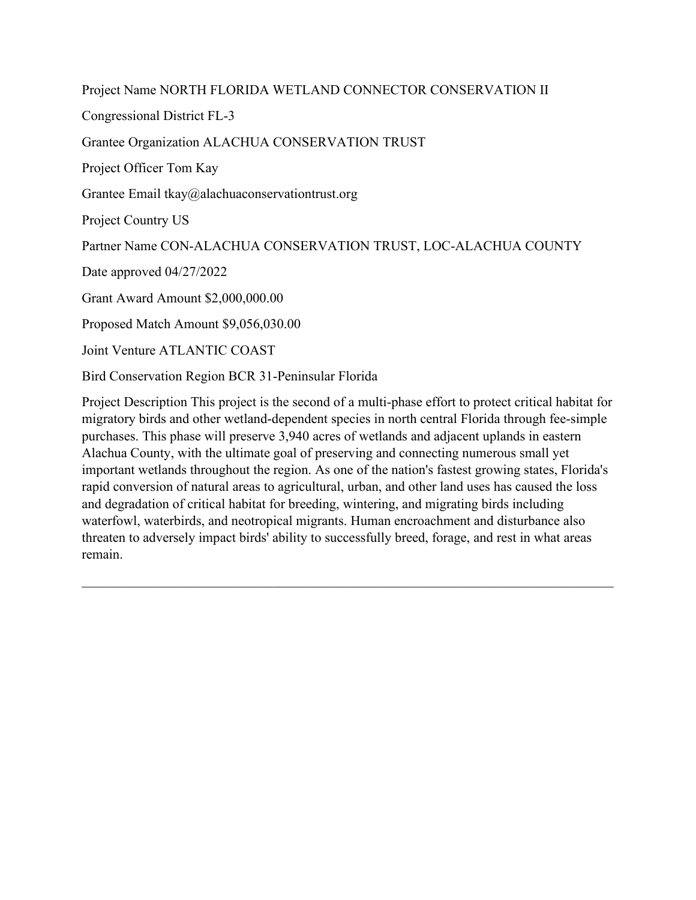Project Name NORTH FLORIDA WETLAND CONNECTOR CONSERVATION II

Congressional District FL-3

Grantee Organization ALACHUA CONSERVATION TRUST

Project Officer Tom Kay

Grantee Email tkay@alachuaconservationtrust.org

Project Country US

Partner Name CON-ALACHUA CONSERVATION TRUST, LOC-ALACHUA COUNTY

Date approved 04/27/2022

Grant Award Amount $2,000,000.00

Proposed Match Amount $9,056,030.00

Joint Venture ATLANTIC COAST

Bird Conservation Region BCR 31-Peninsular Florida

Project Description This project is the second of a multi-phase effort to protect critical habitat for migratory birds and other wetland-dependent species in north central Florida through fee-simple purchases. This phase will preserve 3,940 acres of wetlands and adjacent uplands in eastern Alachua County, with the ultimate goal of preserving and connecting numerous small yet important wetlands throughout the region. As one of the nation's fastest growing states, Florida's rapid conversion of natural areas to agricultural, urban, and other land uses has caused the loss and degradation of critical habitat for breeding, wintering, and migrating birds including waterfowl, waterbirds, and neotropical migrants. Human encroachment and disturbance also threaten to adversely impact birds' ability to successfully breed, forage, and rest in what areas remain.

---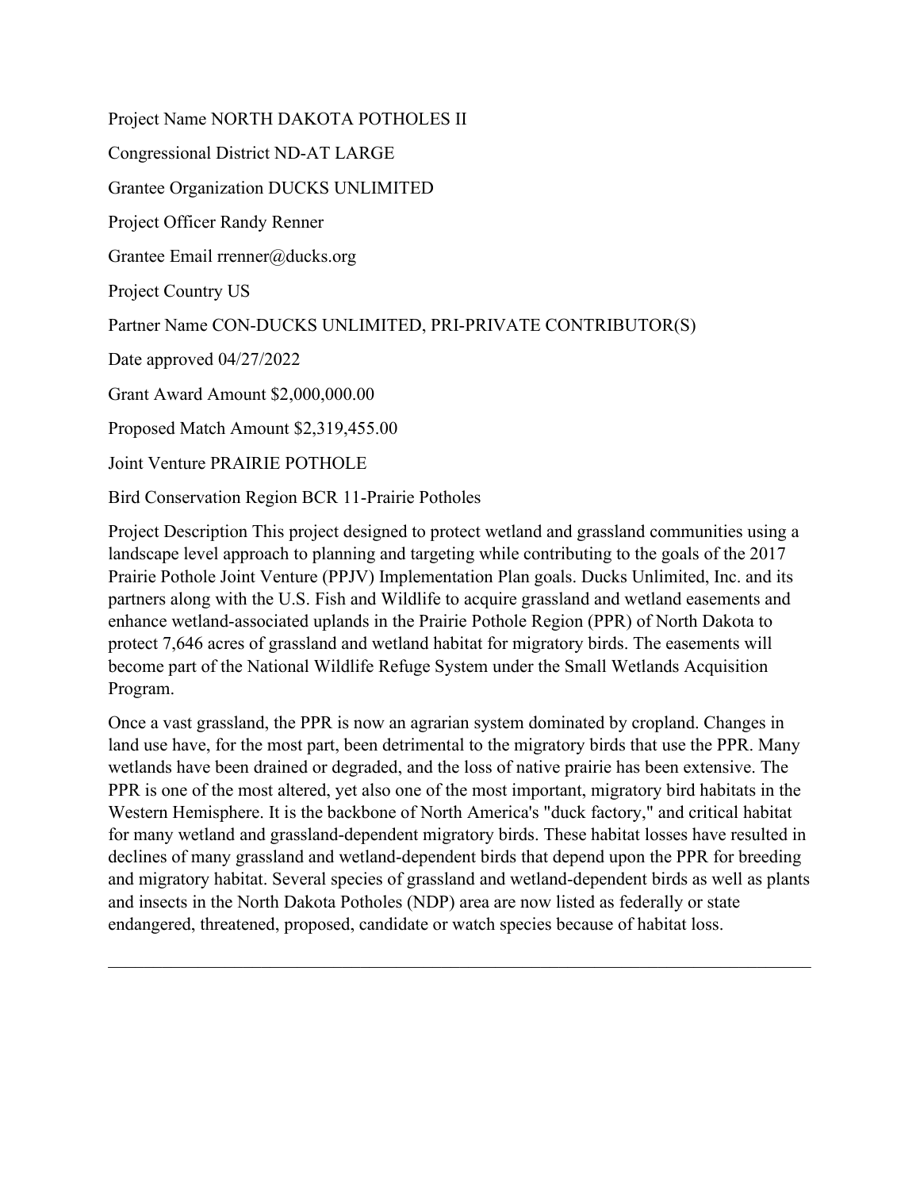Project Name NORTH DAKOTA POTHOLES II

Congressional District ND-AT LARGE

Grantee Organization DUCKS UNLIMITED

Project Officer Randy Renner

Grantee Email rrenner@ducks.org

Project Country US

Partner Name CON-DUCKS UNLIMITED, PRI-PRIVATE CONTRIBUTOR(S)

Date approved 04/27/2022

Grant Award Amount $2,000,000.00

Proposed Match Amount $2,319,455.00

Joint Venture PRAIRIE POTHOLE

Bird Conservation Region BCR 11-Prairie Potholes

Project Description This project designed to protect wetland and grassland communities using a landscape level approach to planning and targeting while contributing to the goals of the 2017 Prairie Pothole Joint Venture (PPJV) Implementation Plan goals. Ducks Unlimited, Inc. and its partners along with the U.S. Fish and Wildlife to acquire grassland and wetland easements and enhance wetland-associated uplands in the Prairie Pothole Region (PPR) of North Dakota to protect 7,646 acres of grassland and wetland habitat for migratory birds. The easements will become part of the National Wildlife Refuge System under the Small Wetlands Acquisition Program.

Once a vast grassland, the PPR is now an agrarian system dominated by cropland. Changes in land use have, for the most part, been detrimental to the migratory birds that use the PPR. Many wetlands have been drained or degraded, and the loss of native prairie has been extensive. The PPR is one of the most altered, yet also one of the most important, migratory bird habitats in the Western Hemisphere. It is the backbone of North America's "duck factory," and critical habitat for many wetland and grassland-dependent migratory birds. These habitat losses have resulted in declines of many grassland and wetland-dependent birds that depend upon the PPR for breeding and migratory habitat. Several species of grassland and wetland-dependent birds as well as plants and insects in the North Dakota Potholes (NDP) area are now listed as federally or state endangered, threatened, proposed, candidate or watch species because of habitat loss.

---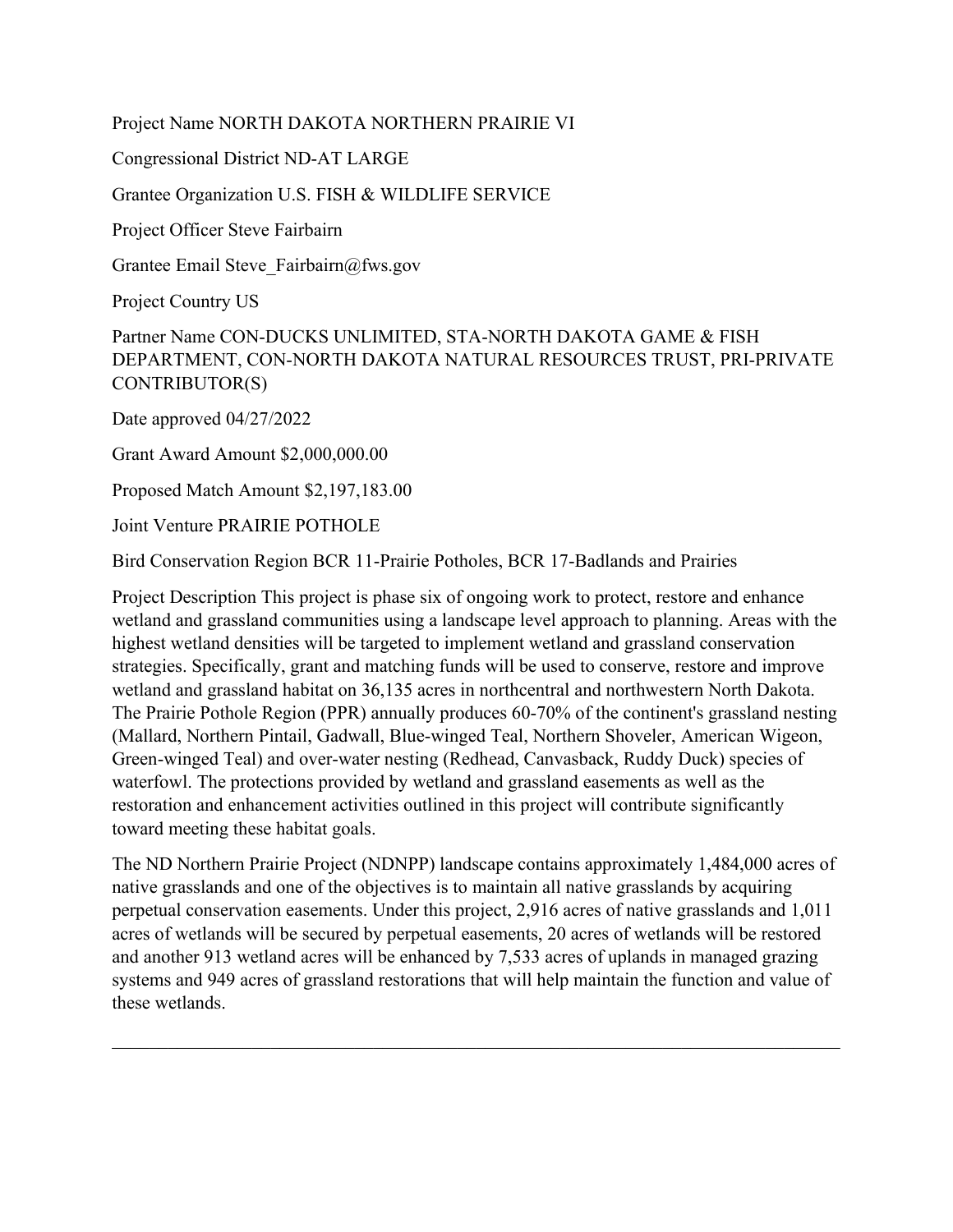Project Name NORTH DAKOTA NORTHERN PRAIRIE VI

Congressional District ND-AT LARGE

Grantee Organization U.S. FISH & WILDLIFE SERVICE

Project Officer Steve Fairbairn

Grantee Email Steve_Fairbairn@fws.gov

Project Country US

Partner Name CON-DUCKS UNLIMITED, STA-NORTH DAKOTA GAME & FISH DEPARTMENT, CON-NORTH DAKOTA NATURAL RESOURCES TRUST, PRI-PRIVATE CONTRIBUTOR(S)

Date approved 04/27/2022

Grant Award Amount $2,000,000.00

Proposed Match Amount $2,197,183.00

Joint Venture PRAIRIE POTHOLE

Bird Conservation Region BCR 11-Prairie Potholes, BCR 17-Badlands and Prairies

Project Description This project is phase six of ongoing work to protect, restore and enhance wetland and grassland communities using a landscape level approach to planning. Areas with the highest wetland densities will be targeted to implement wetland and grassland conservation strategies. Specifically, grant and matching funds will be used to conserve, restore and improve wetland and grassland habitat on 36,135 acres in northcentral and northwestern North Dakota. The Prairie Pothole Region (PPR) annually produces 60-70% of the continent's grassland nesting (Mallard, Northern Pintail, Gadwall, Blue-winged Teal, Northern Shoveler, American Wigeon, Green-winged Teal) and over-water nesting (Redhead, Canvasback, Ruddy Duck) species of waterfowl. The protections provided by wetland and grassland easements as well as the restoration and enhancement activities outlined in this project will contribute significantly toward meeting these habitat goals.

The ND Northern Prairie Project (NDNPP) landscape contains approximately 1,484,000 acres of native grasslands and one of the objectives is to maintain all native grasslands by acquiring perpetual conservation easements. Under this project, 2,916 acres of native grasslands and 1,011 acres of wetlands will be secured by perpetual easements, 20 acres of wetlands will be restored and another 913 wetland acres will be enhanced by 7,533 acres of uplands in managed grazing systems and 949 acres of grassland restorations that will help maintain the function and value of these wetlands.

---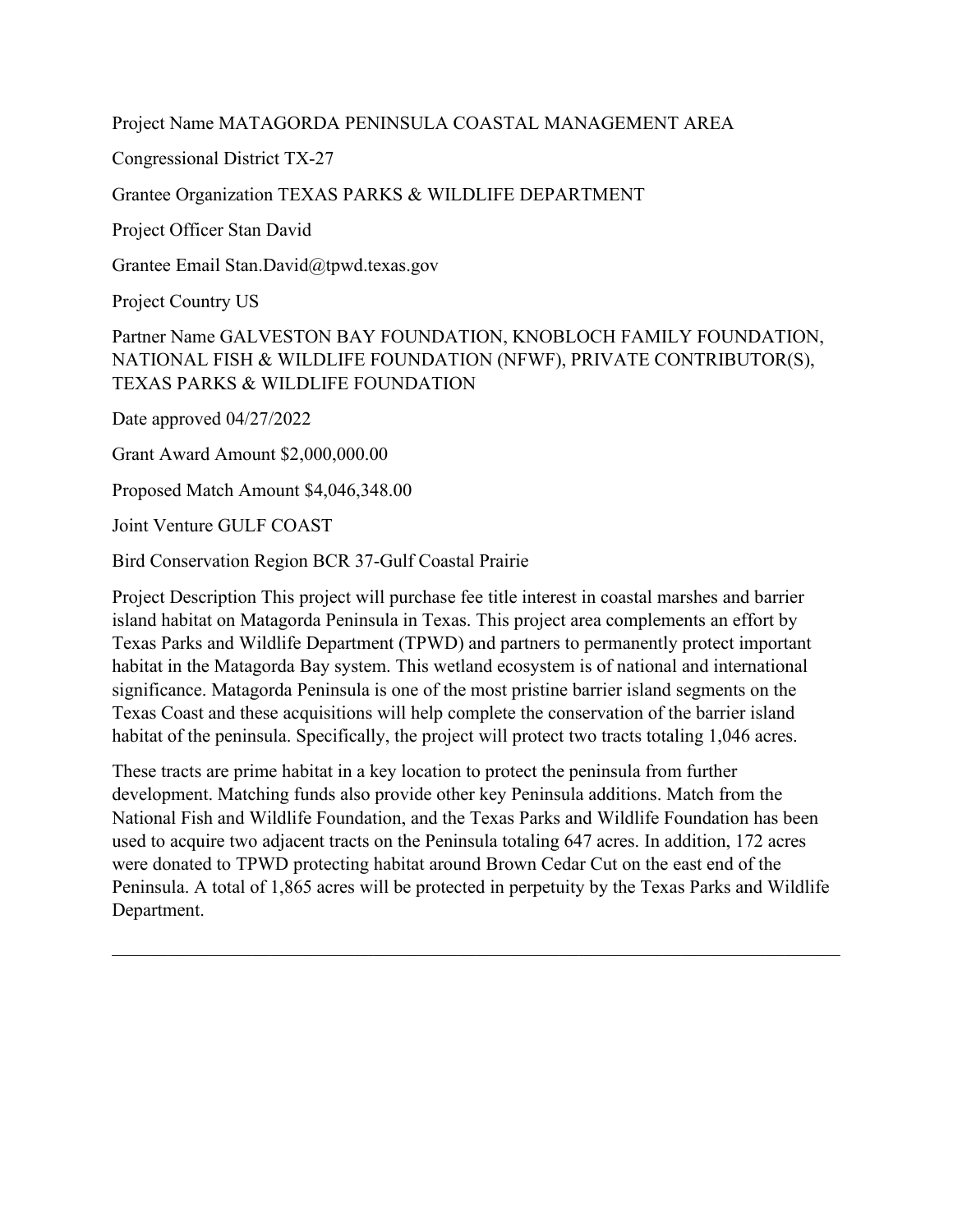Project Name MATAGORDA PENINSULA COASTAL MANAGEMENT AREA

Congressional District TX-27

Grantee Organization TEXAS PARKS & WILDLIFE DEPARTMENT

Project Officer Stan David

Grantee Email Stan.David@tpwd.texas.gov

Project Country US

Partner Name GALVESTON BAY FOUNDATION, KNOBLOCH FAMILY FOUNDATION, NATIONAL FISH & WILDLIFE FOUNDATION (NFWF), PRIVATE CONTRIBUTOR(S), TEXAS PARKS & WILDLIFE FOUNDATION

Date approved 04/27/2022

Grant Award Amount $2,000,000.00

Proposed Match Amount $4,046,348.00

Joint Venture GULF COAST

Bird Conservation Region BCR 37-Gulf Coastal Prairie

Project Description This project will purchase fee title interest in coastal marshes and barrier island habitat on Matagorda Peninsula in Texas. This project area complements an effort by Texas Parks and Wildlife Department (TPWD) and partners to permanently protect important habitat in the Matagorda Bay system. This wetland ecosystem is of national and international significance. Matagorda Peninsula is one of the most pristine barrier island segments on the Texas Coast and these acquisitions will help complete the conservation of the barrier island habitat of the peninsula. Specifically, the project will protect two tracts totaling 1,046 acres.

These tracts are prime habitat in a key location to protect the peninsula from further development. Matching funds also provide other key Peninsula additions. Match from the National Fish and Wildlife Foundation, and the Texas Parks and Wildlife Foundation has been used to acquire two adjacent tracts on the Peninsula totaling 647 acres. In addition, 172 acres were donated to TPWD protecting habitat around Brown Cedar Cut on the east end of the Peninsula. A total of 1,865 acres will be protected in perpetuity by the Texas Parks and Wildlife Department.

---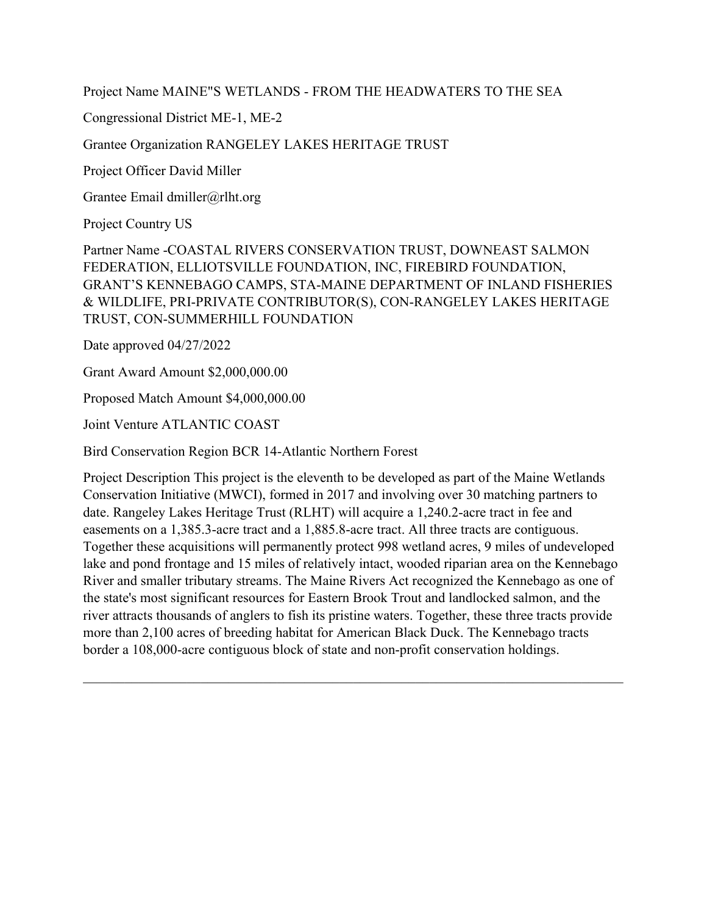Project Name MAINE"S WETLANDS - FROM THE HEADWATERS TO THE SEA

Congressional District ME-1, ME-2

Grantee Organization RANGELEY LAKES HERITAGE TRUST

Project Officer David Miller

Grantee Email dmiller@rlht.org

Project Country US

Partner Name -COASTAL RIVERS CONSERVATION TRUST, DOWNEAST SALMON FEDERATION, ELLIOTSVILLE FOUNDATION, INC, FIREBIRD FOUNDATION, GRANT'S KENNEBAGO CAMPS, STA-MAINE DEPARTMENT OF INLAND FISHERIES & WILDLIFE, PRI-PRIVATE CONTRIBUTOR(S), CON-RANGELEY LAKES HERITAGE TRUST, CON-SUMMERHILL FOUNDATION

Date approved 04/27/2022

Grant Award Amount $2,000,000.00

Proposed Match Amount $4,000,000.00

Joint Venture ATLANTIC COAST

Bird Conservation Region BCR 14-Atlantic Northern Forest

Project Description This project is the eleventh to be developed as part of the Maine Wetlands Conservation Initiative (MWCI), formed in 2017 and involving over 30 matching partners to date. Rangeley Lakes Heritage Trust (RLHT) will acquire a 1,240.2-acre tract in fee and easements on a 1,385.3-acre tract and a 1,885.8-acre tract. All three tracts are contiguous. Together these acquisitions will permanently protect 998 wetland acres, 9 miles of undeveloped lake and pond frontage and 15 miles of relatively intact, wooded riparian area on the Kennebago River and smaller tributary streams. The Maine Rivers Act recognized the Kennebago as one of the state's most significant resources for Eastern Brook Trout and landlocked salmon, and the river attracts thousands of anglers to fish its pristine waters. Together, these three tracts provide more than 2,100 acres of breeding habitat for American Black Duck. The Kennebago tracts border a 108,000-acre contiguous block of state and non-profit conservation holdings.

---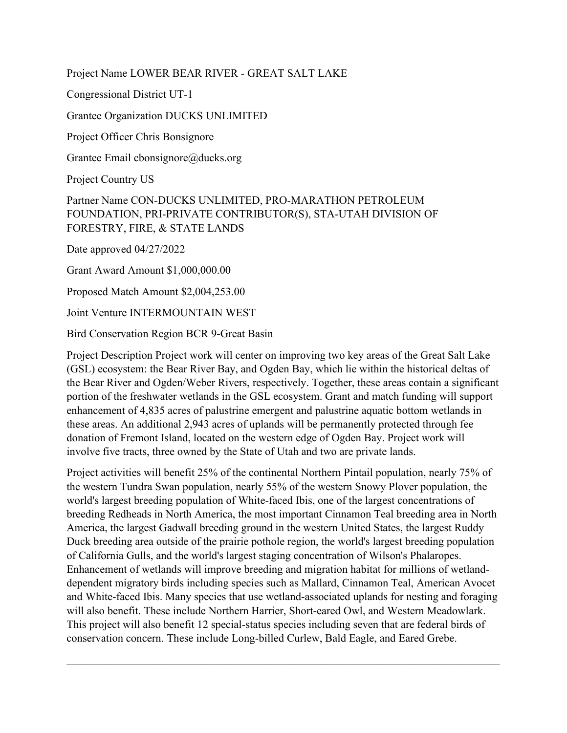Project Name LOWER BEAR RIVER - GREAT SALT LAKE

Congressional District UT-1

Grantee Organization DUCKS UNLIMITED

Project Officer Chris Bonsignore

Grantee Email cbonsignore@ducks.org

Project Country US

Partner Name CON-DUCKS UNLIMITED, PRO-MARATHON PETROLEUM FOUNDATION, PRI-PRIVATE CONTRIBUTOR(S), STA-UTAH DIVISION OF FORESTRY, FIRE, & STATE LANDS

Date approved 04/27/2022

Grant Award Amount $1,000,000.00

Proposed Match Amount $2,004,253.00

Joint Venture INTERMOUNTAIN WEST

Bird Conservation Region BCR 9-Great Basin

Project Description Project work will center on improving two key areas of the Great Salt Lake (GSL) ecosystem: the Bear River Bay, and Ogden Bay, which lie within the historical deltas of the Bear River and Ogden/Weber Rivers, respectively. Together, these areas contain a significant portion of the freshwater wetlands in the GSL ecosystem. Grant and match funding will support enhancement of 4,835 acres of palustrine emergent and palustrine aquatic bottom wetlands in these areas. An additional 2,943 acres of uplands will be permanently protected through fee donation of Fremont Island, located on the western edge of Ogden Bay. Project work will involve five tracts, three owned by the State of Utah and two are private lands.

Project activities will benefit 25% of the continental Northern Pintail population, nearly 75% of the western Tundra Swan population, nearly 55% of the western Snowy Plover population, the world's largest breeding population of White-faced Ibis, one of the largest concentrations of breeding Redheads in North America, the most important Cinnamon Teal breeding area in North America, the largest Gadwall breeding ground in the western United States, the largest Ruddy Duck breeding area outside of the prairie pothole region, the world's largest breeding population of California Gulls, and the world's largest staging concentration of Wilson's Phalaropes. Enhancement of wetlands will improve breeding and migration habitat for millions of wetland-dependent migratory birds including species such as Mallard, Cinnamon Teal, American Avocet and White-faced Ibis. Many species that use wetland-associated uplands for nesting and foraging will also benefit. These include Northern Harrier, Short-eared Owl, and Western Meadowlark. This project will also benefit 12 special-status species including seven that are federal birds of conservation concern. These include Long-billed Curlew, Bald Eagle, and Eared Grebe.

---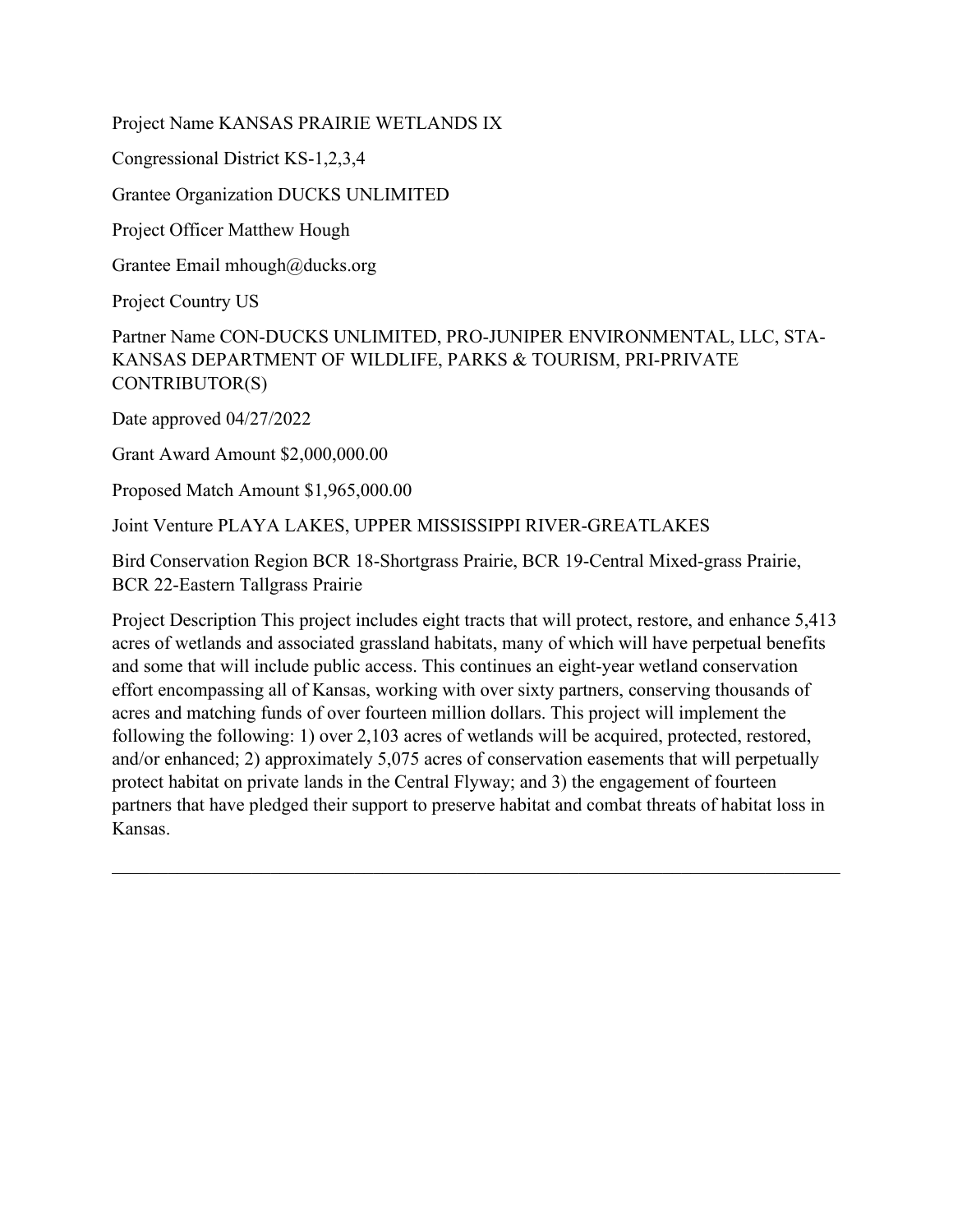Project Name KANSAS PRAIRIE WETLANDS IX

Congressional District KS-1,2,3,4

Grantee Organization DUCKS UNLIMITED

Project Officer Matthew Hough

Grantee Email mhough@ducks.org

Project Country US

Partner Name CON-DUCKS UNLIMITED, PRO-JUNIPER ENVIRONMENTAL, LLC, STA-KANSAS DEPARTMENT OF WILDLIFE, PARKS & TOURISM, PRI-PRIVATE CONTRIBUTOR(S)

Date approved 04/27/2022

Grant Award Amount $2,000,000.00

Proposed Match Amount $1,965,000.00

Joint Venture PLAYA LAKES, UPPER MISSISSIPPI RIVER-GREATLAKES

Bird Conservation Region BCR 18-Shortgrass Prairie, BCR 19-Central Mixed-grass Prairie, BCR 22-Eastern Tallgrass Prairie

Project Description This project includes eight tracts that will protect, restore, and enhance 5,413 acres of wetlands and associated grassland habitats, many of which will have perpetual benefits and some that will include public access. This continues an eight-year wetland conservation effort encompassing all of Kansas, working with over sixty partners, conserving thousands of acres and matching funds of over fourteen million dollars. This project will implement the following the following: 1) over 2,103 acres of wetlands will be acquired, protected, restored, and/or enhanced; 2) approximately 5,075 acres of conservation easements that will perpetually protect habitat on private lands in the Central Flyway; and 3) the engagement of fourteen partners that have pledged their support to preserve habitat and combat threats of habitat loss in Kansas.

---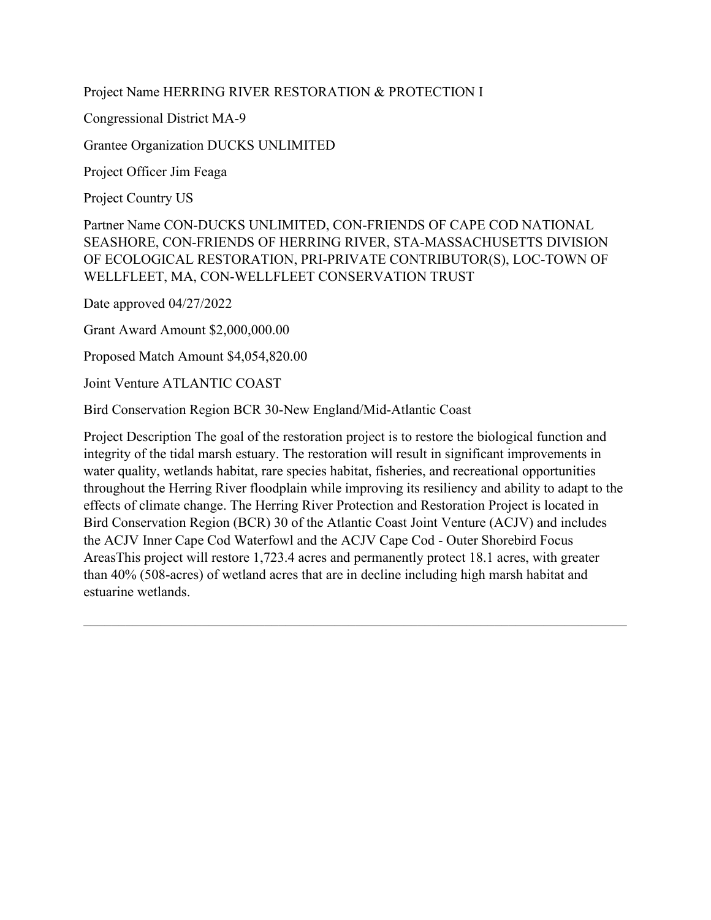Project Name HERRING RIVER RESTORATION & PROTECTION I

Congressional District MA-9

Grantee Organization DUCKS UNLIMITED

Project Officer Jim Feaga

Project Country US

Partner Name CON-DUCKS UNLIMITED, CON-FRIENDS OF CAPE COD NATIONAL SEASHORE, CON-FRIENDS OF HERRING RIVER, STA-MASSACHUSETTS DIVISION OF ECOLOGICAL RESTORATION, PRI-PRIVATE CONTRIBUTOR(S), LOC-TOWN OF WELLFLEET, MA, CON-WELLFLEET CONSERVATION TRUST

Date approved 04/27/2022

Grant Award Amount $2,000,000.00

Proposed Match Amount $4,054,820.00

Joint Venture ATLANTIC COAST

Bird Conservation Region BCR 30-New England/Mid-Atlantic Coast

Project Description The goal of the restoration project is to restore the biological function and integrity of the tidal marsh estuary. The restoration will result in significant improvements in water quality, wetlands habitat, rare species habitat, fisheries, and recreational opportunities throughout the Herring River floodplain while improving its resiliency and ability to adapt to the effects of climate change. The Herring River Protection and Restoration Project is located in Bird Conservation Region (BCR) 30 of the Atlantic Coast Joint Venture (ACJV) and includes the ACJV Inner Cape Cod Waterfowl and the ACJV Cape Cod - Outer Shorebird Focus AreasThis project will restore 1,723.4 acres and permanently protect 18.1 acres, with greater than 40% (508-acres) of wetland acres that are in decline including high marsh habitat and estuarine wetlands.

---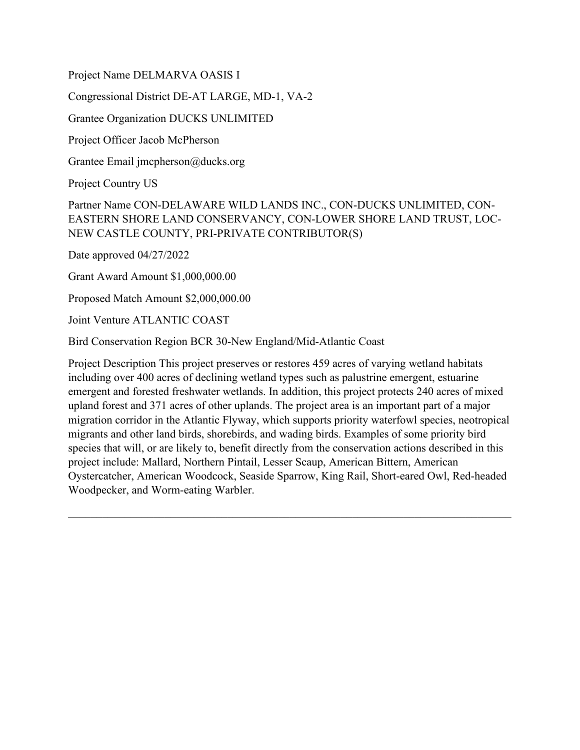Project Name DELMARVA OASIS I

Congressional District DE-AT LARGE, MD-1, VA-2

Grantee Organization DUCKS UNLIMITED

Project Officer Jacob McPherson

Grantee Email jmcpherson@ducks.org

Project Country US

Partner Name CON-DELAWARE WILD LANDS INC., CON-DUCKS UNLIMITED, CON-EASTERN SHORE LAND CONSERVANCY, CON-LOWER SHORE LAND TRUST, LOC-NEW CASTLE COUNTY, PRI-PRIVATE CONTRIBUTOR(S)

Date approved 04/27/2022

Grant Award Amount $1,000,000.00

Proposed Match Amount $2,000,000.00

Joint Venture ATLANTIC COAST

Bird Conservation Region BCR 30-New England/Mid-Atlantic Coast

Project Description This project preserves or restores 459 acres of varying wetland habitats including over 400 acres of declining wetland types such as palustrine emergent, estuarine emergent and forested freshwater wetlands. In addition, this project protects 240 acres of mixed upland forest and 371 acres of other uplands. The project area is an important part of a major migration corridor in the Atlantic Flyway, which supports priority waterfowl species, neotropical migrants and other land birds, shorebirds, and wading birds. Examples of some priority bird species that will, or are likely to, benefit directly from the conservation actions described in this project include: Mallard, Northern Pintail, Lesser Scaup, American Bittern, American Oystercatcher, American Woodcock, Seaside Sparrow, King Rail, Short-eared Owl, Red-headed Woodpecker, and Worm-eating Warbler.

---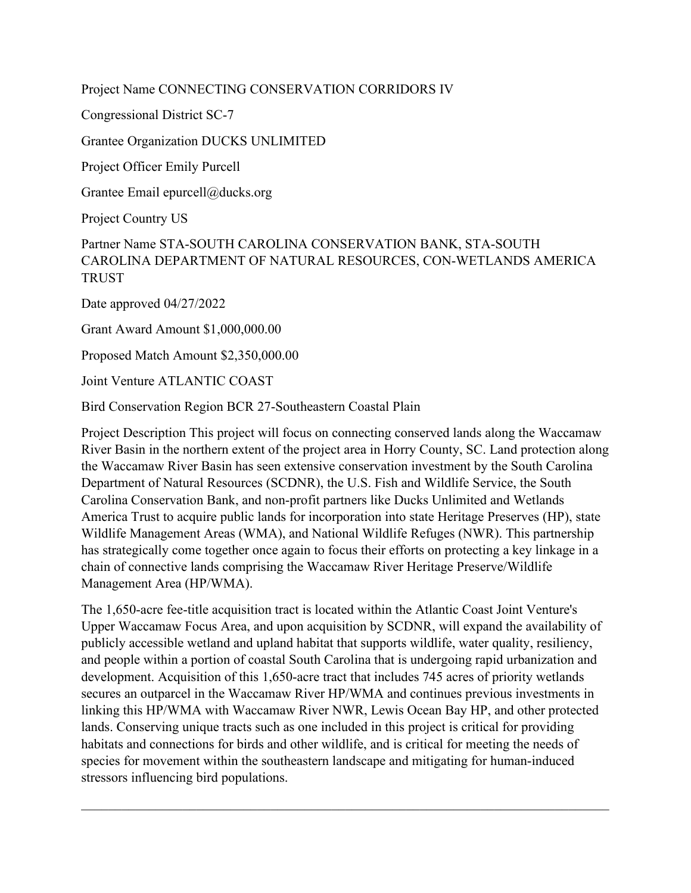Project Name CONNECTING CONSERVATION CORRIDORS IV

Congressional District SC-7

Grantee Organization DUCKS UNLIMITED

Project Officer Emily Purcell

Grantee Email epurcell@ducks.org

Project Country US

Partner Name STA-SOUTH CAROLINA CONSERVATION BANK, STA-SOUTH CAROLINA DEPARTMENT OF NATURAL RESOURCES, CON-WETLANDS AMERICA TRUST

Date approved 04/27/2022

Grant Award Amount $1,000,000.00

Proposed Match Amount $2,350,000.00

Joint Venture ATLANTIC COAST

Bird Conservation Region BCR 27-Southeastern Coastal Plain

Project Description This project will focus on connecting conserved lands along the Waccamaw River Basin in the northern extent of the project area in Horry County, SC. Land protection along the Waccamaw River Basin has seen extensive conservation investment by the South Carolina Department of Natural Resources (SCDNR), the U.S. Fish and Wildlife Service, the South Carolina Conservation Bank, and non-profit partners like Ducks Unlimited and Wetlands America Trust to acquire public lands for incorporation into state Heritage Preserves (HP), state Wildlife Management Areas (WMA), and National Wildlife Refuges (NWR). This partnership has strategically come together once again to focus their efforts on protecting a key linkage in a chain of connective lands comprising the Waccamaw River Heritage Preserve/Wildlife Management Area (HP/WMA).

The 1,650-acre fee-title acquisition tract is located within the Atlantic Coast Joint Venture's Upper Waccamaw Focus Area, and upon acquisition by SCDNR, will expand the availability of publicly accessible wetland and upland habitat that supports wildlife, water quality, resiliency, and people within a portion of coastal South Carolina that is undergoing rapid urbanization and development. Acquisition of this 1,650-acre tract that includes 745 acres of priority wetlands secures an outparcel in the Waccamaw River HP/WMA and continues previous investments in linking this HP/WMA with Waccamaw River NWR, Lewis Ocean Bay HP, and other protected lands. Conserving unique tracts such as one included in this project is critical for providing habitats and connections for birds and other wildlife, and is critical for meeting the needs of species for movement within the southeastern landscape and mitigating for human-induced stressors influencing bird populations.

---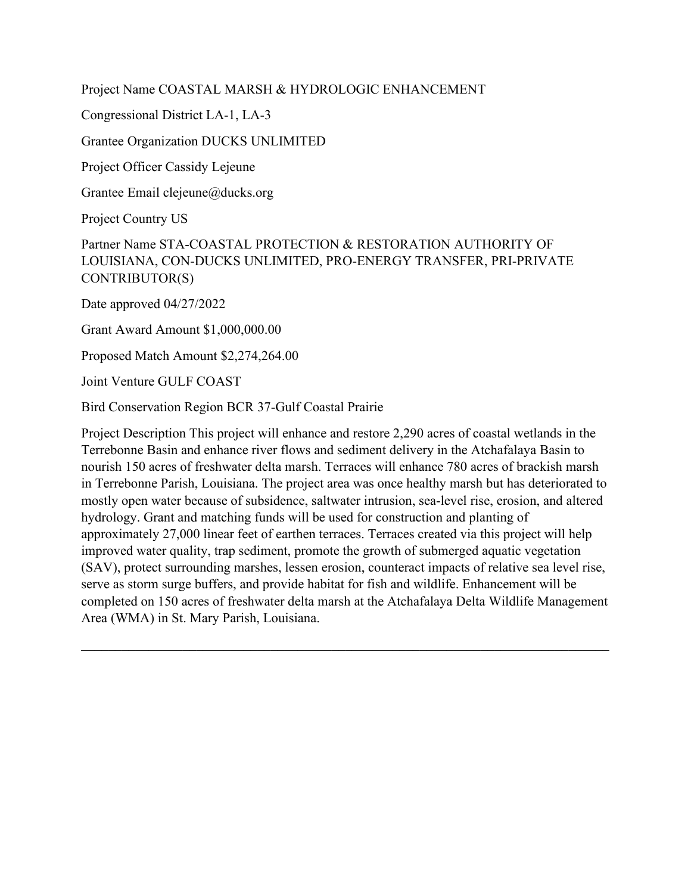Project Name COASTAL MARSH & HYDROLOGIC ENHANCEMENT

Congressional District LA-1, LA-3

Grantee Organization DUCKS UNLIMITED

Project Officer Cassidy Lejeune

Grantee Email clejeune@ducks.org

Project Country US

Partner Name STA-COASTAL PROTECTION & RESTORATION AUTHORITY OF LOUISIANA, CON-DUCKS UNLIMITED, PRO-ENERGY TRANSFER, PRI-PRIVATE CONTRIBUTOR(S)

Date approved 04/27/2022

Grant Award Amount $1,000,000.00

Proposed Match Amount $2,274,264.00

Joint Venture GULF COAST

Bird Conservation Region BCR 37-Gulf Coastal Prairie

Project Description This project will enhance and restore 2,290 acres of coastal wetlands in the Terrebonne Basin and enhance river flows and sediment delivery in the Atchafalaya Basin to nourish 150 acres of freshwater delta marsh. Terraces will enhance 780 acres of brackish marsh in Terrebonne Parish, Louisiana. The project area was once healthy marsh but has deteriorated to mostly open water because of subsidence, saltwater intrusion, sea-level rise, erosion, and altered hydrology. Grant and matching funds will be used for construction and planting of approximately 27,000 linear feet of earthen terraces. Terraces created via this project will help improved water quality, trap sediment, promote the growth of submerged aquatic vegetation (SAV), protect surrounding marshes, lessen erosion, counteract impacts of relative sea level rise, serve as storm surge buffers, and provide habitat for fish and wildlife. Enhancement will be completed on 150 acres of freshwater delta marsh at the Atchafalaya Delta Wildlife Management Area (WMA) in St. Mary Parish, Louisiana.

---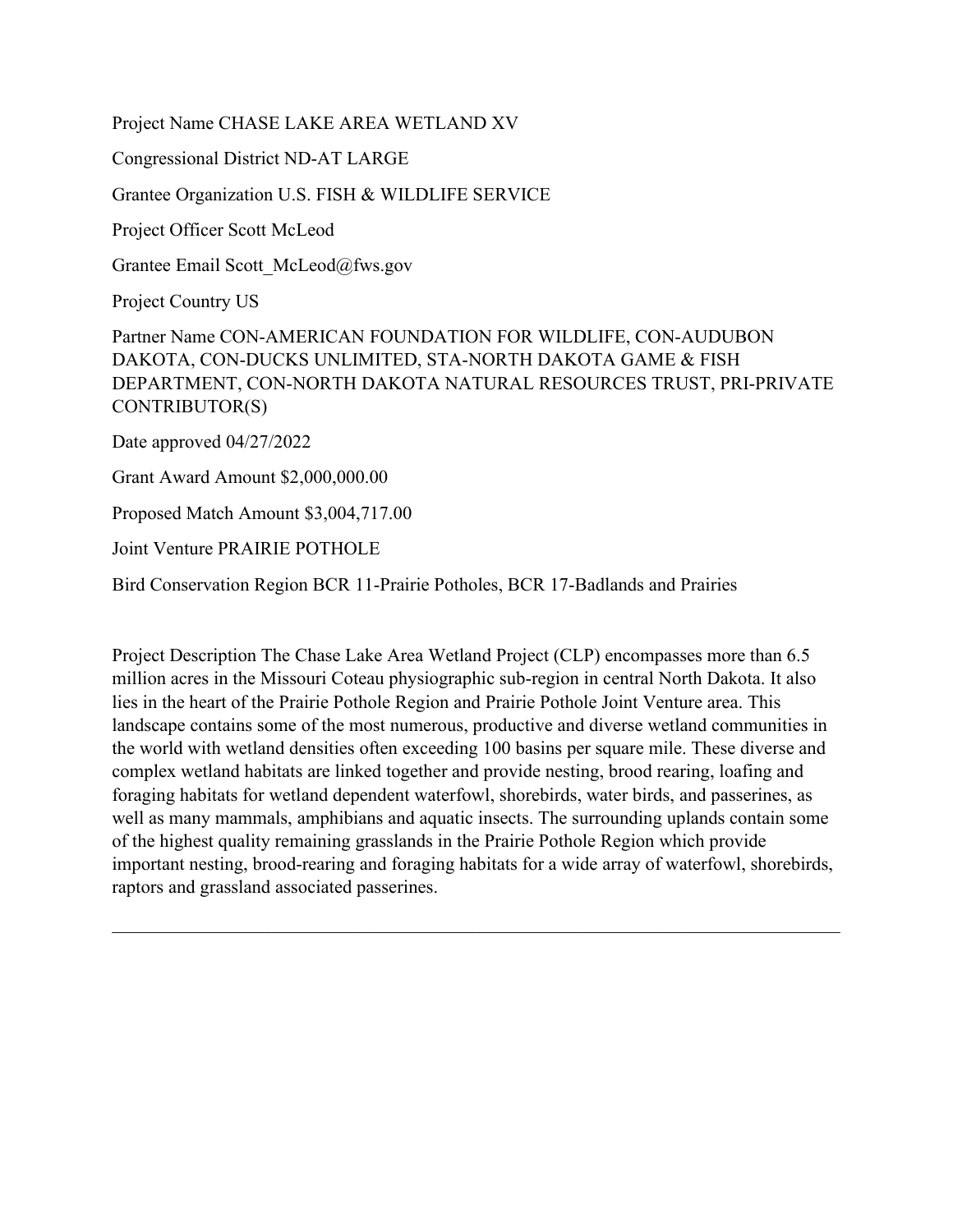Project Name CHASE LAKE AREA WETLAND XV

Congressional District ND-AT LARGE

Grantee Organization U.S. FISH & WILDLIFE SERVICE

Project Officer Scott McLeod

Grantee Email Scott_McLeod@fws.gov

Project Country US

Partner Name CON-AMERICAN FOUNDATION FOR WILDLIFE, CON-AUDUBON DAKOTA, CON-DUCKS UNLIMITED, STA-NORTH DAKOTA GAME & FISH DEPARTMENT, CON-NORTH DAKOTA NATURAL RESOURCES TRUST, PRI-PRIVATE CONTRIBUTOR(S)

Date approved 04/27/2022

Grant Award Amount $2,000,000.00

Proposed Match Amount $3,004,717.00

Joint Venture PRAIRIE POTHOLE

Bird Conservation Region BCR 11-Prairie Potholes, BCR 17-Badlands and Prairies

Project Description The Chase Lake Area Wetland Project (CLP) encompasses more than 6.5 million acres in the Missouri Coteau physiographic sub-region in central North Dakota. It also lies in the heart of the Prairie Pothole Region and Prairie Pothole Joint Venture area. This landscape contains some of the most numerous, productive and diverse wetland communities in the world with wetland densities often exceeding 100 basins per square mile. These diverse and complex wetland habitats are linked together and provide nesting, brood rearing, loafing and foraging habitats for wetland dependent waterfowl, shorebirds, water birds, and passerines, as well as many mammals, amphibians and aquatic insects. The surrounding uplands contain some of the highest quality remaining grasslands in the Prairie Pothole Region which provide important nesting, brood-rearing and foraging habitats for a wide array of waterfowl, shorebirds, raptors and grassland associated passerines.

---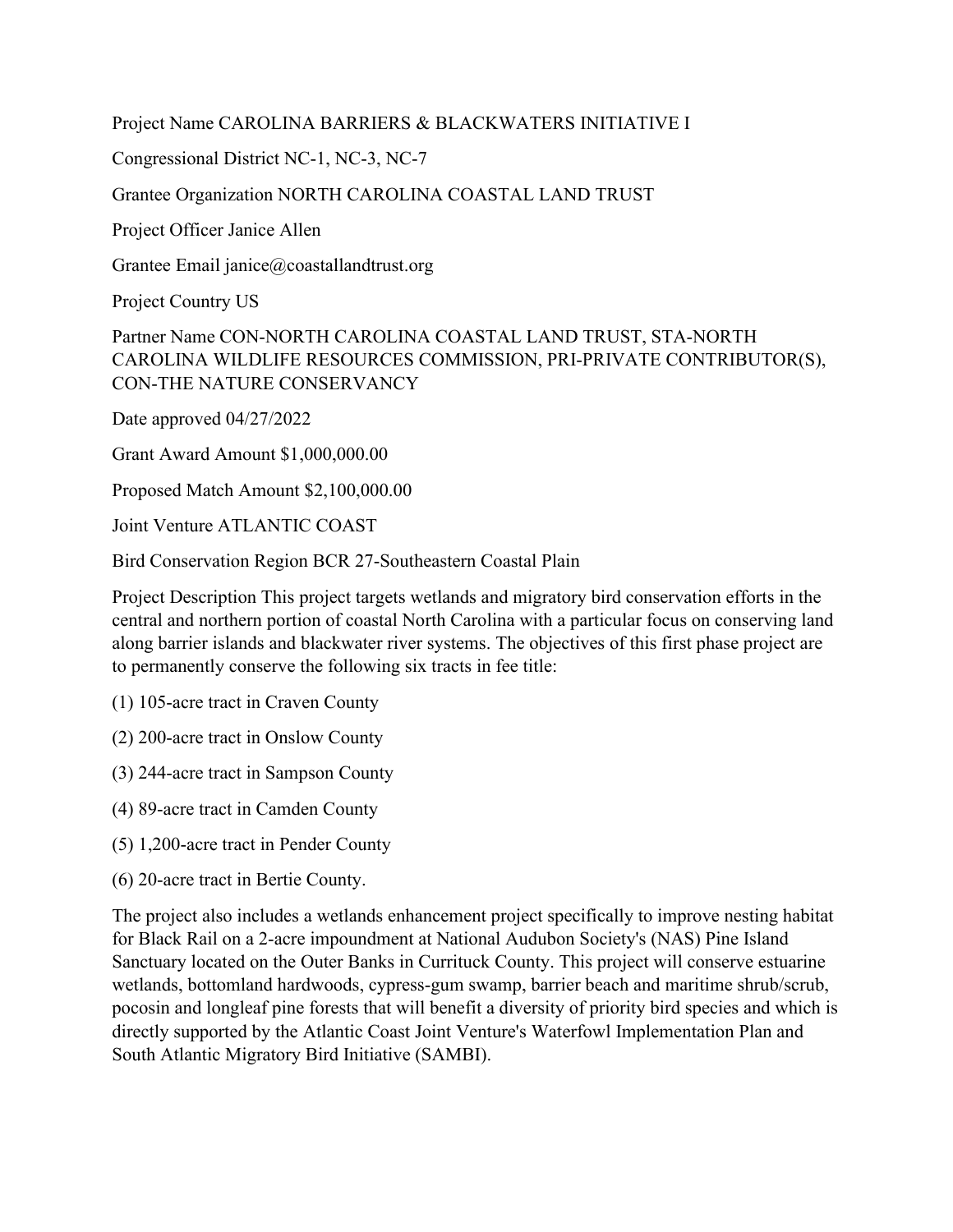Project Name CAROLINA BARRIERS & BLACKWATERS INITIATIVE I

Congressional District NC-1, NC-3, NC-7

Grantee Organization NORTH CAROLINA COASTAL LAND TRUST

Project Officer Janice Allen

Grantee Email janice@coastallandtrust.org

Project Country US

Partner Name CON-NORTH CAROLINA COASTAL LAND TRUST, STA-NORTH CAROLINA WILDLIFE RESOURCES COMMISSION, PRI-PRIVATE CONTRIBUTOR(S), CON-THE NATURE CONSERVANCY

Date approved 04/27/2022

Grant Award Amount $1,000,000.00

Proposed Match Amount $2,100,000.00

Joint Venture ATLANTIC COAST

Bird Conservation Region BCR 27-Southeastern Coastal Plain

Project Description This project targets wetlands and migratory bird conservation efforts in the central and northern portion of coastal North Carolina with a particular focus on conserving land along barrier islands and blackwater river systems. The objectives of this first phase project are to permanently conserve the following six tracts in fee title:

(1) 105-acre tract in Craven County

(2) 200-acre tract in Onslow County

(3) 244-acre tract in Sampson County

(4) 89-acre tract in Camden County

(5) 1,200-acre tract in Pender County

(6) 20-acre tract in Bertie County.

The project also includes a wetlands enhancement project specifically to improve nesting habitat for Black Rail on a 2-acre impoundment at National Audubon Society's (NAS) Pine Island Sanctuary located on the Outer Banks in Currituck County. This project will conserve estuarine wetlands, bottomland hardwoods, cypress-gum swamp, barrier beach and maritime shrub/scrub, pocosin and longleaf pine forests that will benefit a diversity of priority bird species and which is directly supported by the Atlantic Coast Joint Venture's Waterfowl Implementation Plan and South Atlantic Migratory Bird Initiative (SAMBI).